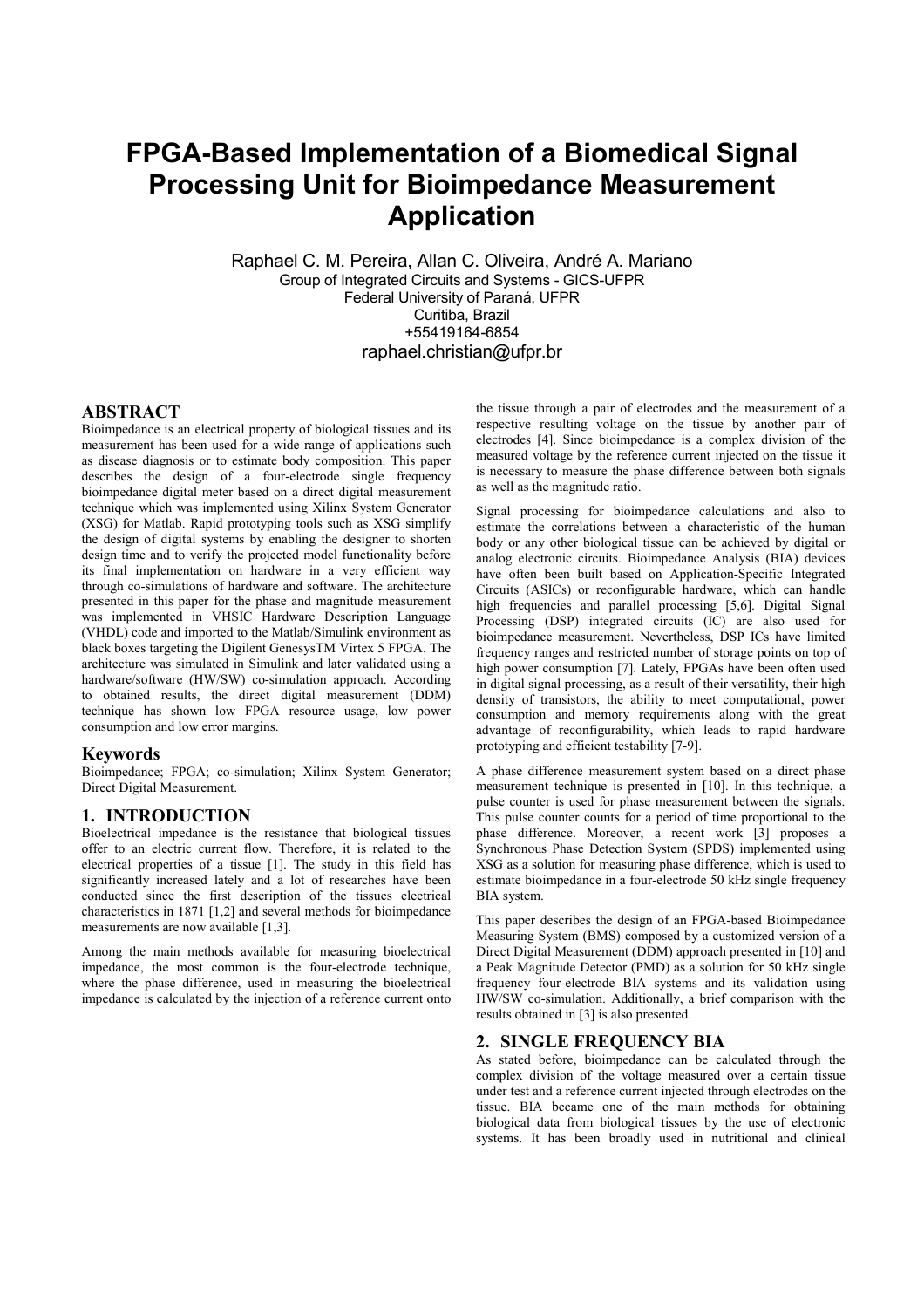# FPGA-Based Implementation of a Biomedical Signal Processing Unit for Bioimpedance Measurement Application

Raphael C. M. Pereira, Allan C. Oliveira, André A. Mariano
Group of Integrated Circuits and Systems - GICS-UFPR
Federal University of Paraná, UFPR
Curitiba, Brazil
+55419164-6854
raphael.christian@ufpr.br

## ABSTRACT

Bioimpedance is an electrical property of biological tissues and its measurement has been used for a wide range of applications such as disease diagnosis or to estimate body composition. This paper describes the design of a four-electrode single frequency bioimpedance digital meter based on a direct digital measurement technique which was implemented using Xilinx System Generator (XSG) for Matlab. Rapid prototyping tools such as XSG simplify the design of digital systems by enabling the designer to shorten design time and to verify the projected model functionality before its final implementation on hardware in a very efficient way through co-simulations of hardware and software. The architecture presented in this paper for the phase and magnitude measurement was implemented in VHSIC Hardware Description Language (VHDL) code and imported to the Matlab/Simulink environment as black boxes targeting the Digilent GenesysTM Virtex 5 FPGA. The architecture was simulated in Simulink and later validated using a hardware/software (HW/SW) co-simulation approach. According to obtained results, the direct digital measurement (DDM) technique has shown low FPGA resource usage, low power consumption and low error margins.

### Keywords

Bioimpedance; FPGA; co-simulation; Xilinx System Generator; Direct Digital Measurement.

## 1. INTRODUCTION

Bioelectrical impedance is the resistance that biological tissues offer to an electric current flow. Therefore, it is related to the electrical properties of a tissue [1]. The study in this field has significantly increased lately and a lot of researches have been conducted since the first description of the tissues electrical characteristics in 1871 [1,2] and several methods for bioimpedance measurements are now available [1,3].

Among the main methods available for measuring bioelectrical impedance, the most common is the four-electrode technique, where the phase difference, used in measuring the bioelectrical impedance is calculated by the injection of a reference current onto the tissue through a pair of electrodes and the measurement of a respective resulting voltage on the tissue by another pair of electrodes [4]. Since bioimpedance is a complex division of the measured voltage by the reference current injected on the tissue it is necessary to measure the phase difference between both signals as well as the magnitude ratio.

Signal processing for bioimpedance calculations and also to estimate the correlations between a characteristic of the human body or any other biological tissue can be achieved by digital or analog electronic circuits. Bioimpedance Analysis (BIA) devices have often been built based on Application-Specific Integrated Circuits (ASICs) or reconfigurable hardware, which can handle high frequencies and parallel processing [5,6]. Digital Signal Processing (DSP) integrated circuits (IC) are also used for bioimpedance measurement. Nevertheless, DSP ICs have limited frequency ranges and restricted number of storage points on top of high power consumption [7]. Lately, FPGAs have been often used in digital signal processing, as a result of their versatility, their high density of transistors, the ability to meet computational, power consumption and memory requirements along with the great advantage of reconfigurability, which leads to rapid hardware prototyping and efficient testability [7-9].

A phase difference measurement system based on a direct phase measurement technique is presented in [10]. In this technique, a pulse counter is used for phase measurement between the signals. This pulse counter counts for a period of time proportional to the phase difference. Moreover, a recent work [3] proposes a Synchronous Phase Detection System (SPDS) implemented using XSG as a solution for measuring phase difference, which is used to estimate bioimpedance in a four-electrode 50 kHz single frequency BIA system.

This paper describes the design of an FPGA-based Bioimpedance Measuring System (BMS) composed by a customized version of a Direct Digital Measurement (DDM) approach presented in [10] and a Peak Magnitude Detector (PMD) as a solution for 50 kHz single frequency four-electrode BIA systems and its validation using HW/SW co-simulation. Additionally, a brief comparison with the results obtained in [3] is also presented.

## 2. SINGLE FREQUENCY BIA

As stated before, bioimpedance can be calculated through the complex division of the voltage measured over a certain tissue under test and a reference current injected through electrodes on the tissue. BIA became one of the main methods for obtaining biological data from biological tissues by the use of electronic systems. It has been broadly used in nutritional and clinical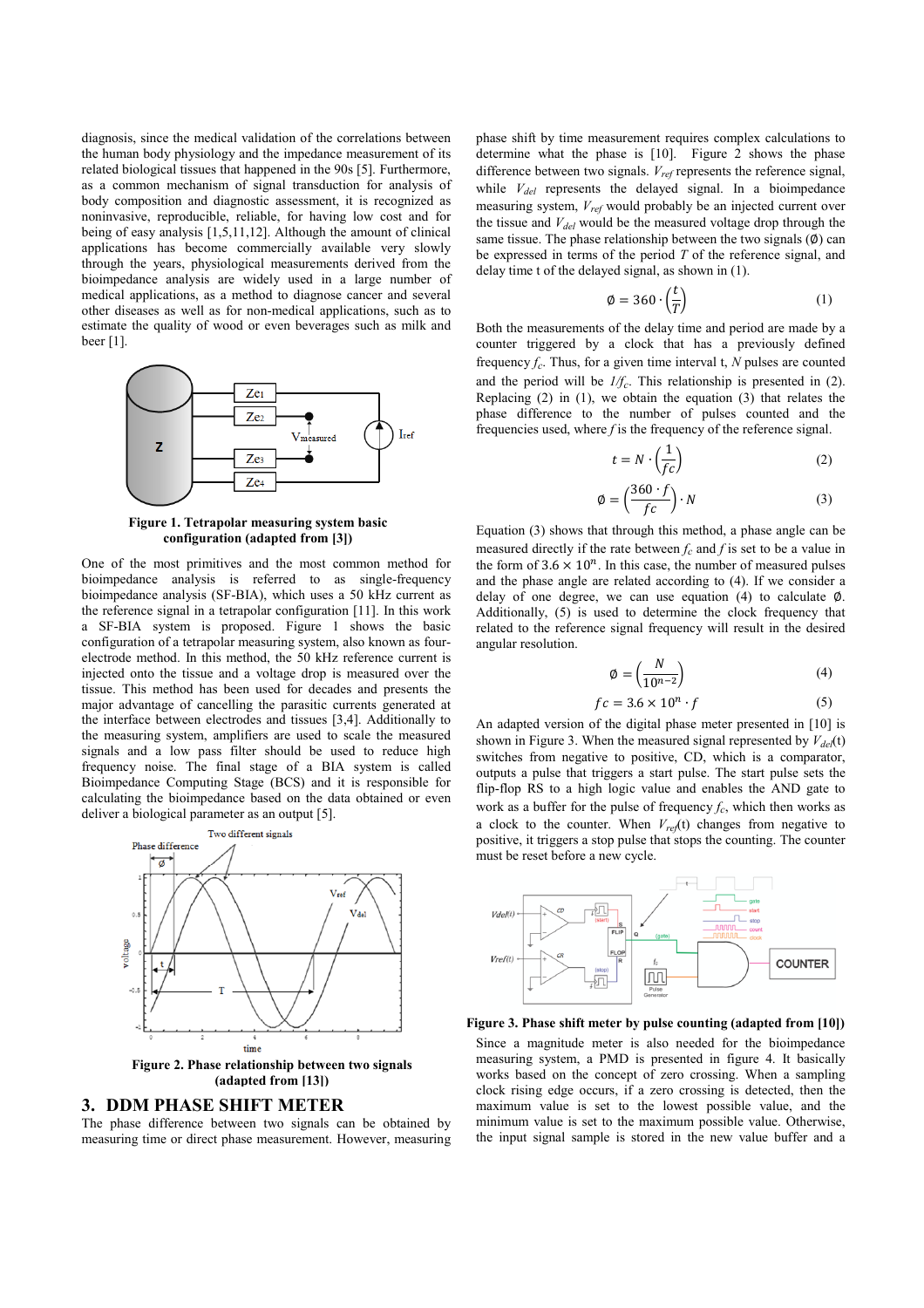diagnosis, since the medical validation of the correlations between the human body physiology and the impedance measurement of its related biological tissues that happened in the 90s [5]. Furthermore, as a common mechanism of signal transduction for analysis of body composition and diagnostic assessment, it is recognized as noninvasive, reproducible, reliable, for having low cost and for being of easy analysis [1,5,11,12]. Although the amount of clinical applications has become commercially available very slowly through the years, physiological measurements derived from the bioimpedance analysis are widely used in a large number of medical applications, as a method to diagnose cancer and several other diseases as well as for non-medical applications, such as to estimate the quality of wood or even beverages such as milk and beer [1].

**Figure 1. Tetrapolar measuring system basic configuration (adapted from [3])**

One of the most primitives and the most common method for bioimpedance analysis is referred to as single-frequency bioimpedance analysis (SF-BIA), which uses a 50 kHz current as the reference signal in a tetrapolar configuration [11]. In this work a SF-BIA system is proposed. Figure 1 shows the basic configuration of a tetrapolar measuring system, also known as four-electrode method. In this method, the 50 kHz reference current is injected onto the tissue and a voltage drop is measured over the tissue. This method has been used for decades and presents the major advantage of cancelling the parasitic currents generated at the interface between electrodes and tissues [3,4]. Additionally to the measuring system, amplifiers are used to scale the measured signals and a low pass filter should be used to reduce high frequency noise. The final stage of a BIA system is called Bioimpedance Computing Stage (BCS) and it is responsible for calculating the bioimpedance based on the data obtained or even deliver a biological parameter as an output [5].

**Figure 2. Phase relationship between two signals (adapted from [13])**

## 3. DDM PHASE SHIFT METER

The phase difference between two signals can be obtained by measuring time or direct phase measurement. However, measuring phase shift by time measurement requires complex calculations to determine what the phase is [10]. Figure 2 shows the phase difference between two signals. $V_{ref}$ represents the reference signal, while $V_{del}$ represents the delayed signal. In a bioimpedance measuring system, $V_{ref}$ would probably be an injected current over the tissue and $V_{del}$ would be the measured voltage drop through the same tissue. The phase relationship between the two signals ($\emptyset$) can be expressed in terms of the period $T$ of the reference signal, and delay time t of the delayed signal, as shown in (1).

$$\emptyset = 360 \cdot \left(\frac{t}{T}\right) \tag{1}$$

Both the measurements of the delay time and period are made by a counter triggered by a clock that has a previously defined frequency $f_c$. Thus, for a given time interval t, $N$ pulses are counted and the period will be $1/f_c$. This relationship is presented in (2). Replacing (2) in (1), we obtain the equation (3) that relates the phase difference to the number of pulses counted and the frequencies used, where $f$ is the frequency of the reference signal.

$$t = N \cdot \left(\frac{1}{fc}\right) \tag{2}$$

$$\emptyset = \left(\frac{360 \cdot f}{fc}\right) \cdot N \tag{3}$$

Equation (3) shows that through this method, a phase angle can be measured directly if the rate between $f_c$ and $f$ is set to be a value in the form of $3.6 \times 10^n$. In this case, the number of measured pulses and the phase angle are related according to (4). If we consider a delay of one degree, we can use equation (4) to calculate $\emptyset$. Additionally, (5) is used to determine the clock frequency that related to the reference signal frequency will result in the desired angular resolution.

$$\emptyset = \left(\frac{N}{10^{n-2}}\right) \tag{4}$$

$$fc = 3.6 \times 10^n \cdot f \tag{5}$$

An adapted version of the digital phase meter presented in [10] is shown in Figure 3. When the measured signal represented by $V_{del}(t)$ switches from negative to positive, CD, which is a comparator, outputs a pulse that triggers a start pulse. The start pulse sets the flip-flop RS to a high logic value and enables the AND gate to work as a buffer for the pulse of frequency $f_c$, which then works as a clock to the counter. When $V_{ref}(t)$ changes from negative to positive, it triggers a stop pulse that stops the counting. The counter must be reset before a new cycle.

**Figure 3. Phase shift meter by pulse counting (adapted from [10])**

Since a magnitude meter is also needed for the bioimpedance measuring system, a PMD is presented in figure 4. It basically works based on the concept of zero crossing. When a sampling clock rising edge occurs, if a zero crossing is detected, then the maximum value is set to the lowest possible value, and the minimum value is set to the maximum possible value. Otherwise, the input signal sample is stored in the new value buffer and a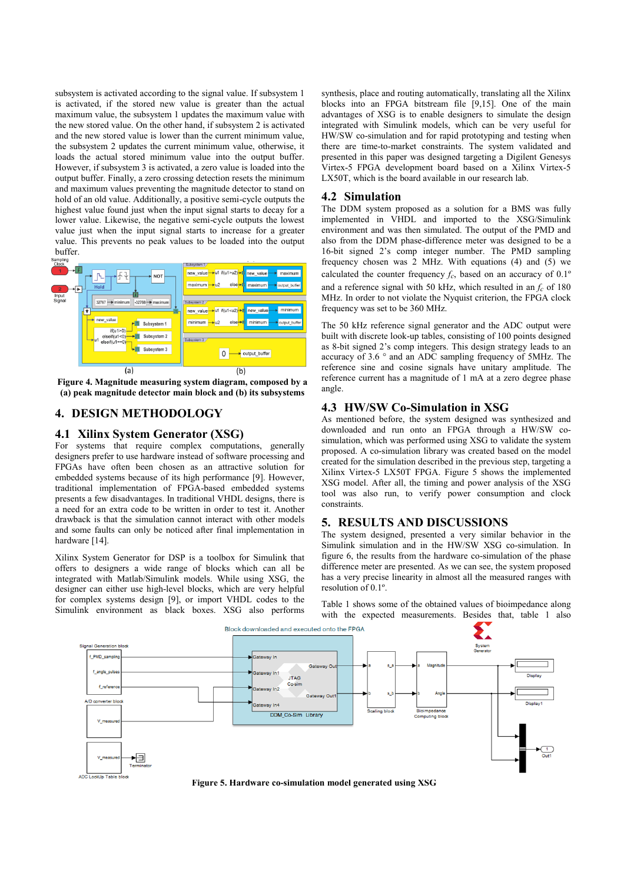subsystem is activated according to the signal value. If subsystem 1 is activated, if the stored new value is greater than the actual maximum value, the subsystem 1 updates the maximum value with the new stored value. On the other hand, if subsystem 2 is activated and the new stored value is lower than the current minimum value, the subsystem 2 updates the current minimum value, otherwise, it loads the actual stored minimum value into the output buffer. However, if subsystem 3 is activated, a zero value is loaded into the output buffer. Finally, a zero crossing detection resets the minimum and maximum values preventing the magnitude detector to stand on hold of an old value. Additionally, a positive semi-cycle outputs the highest value found just when the input signal starts to decay for a lower value. Likewise, the negative semi-cycle outputs the lowest value just when the input signal starts to increase for a greater value. This prevents no peak values to be loaded into the output buffer.

**Figure 4. Magnitude measuring system diagram, composed by a (a) peak magnitude detector main block and (b) its subsystems**

## 4. DESIGN METHODOLOGY

### 4.1 Xilinx System Generator (XSG)

For systems that require complex computations, generally designers prefer to use hardware instead of software processing and FPGAs have often been chosen as an attractive solution for embedded systems because of its high performance [9]. However, traditional implementation of FPGA-based embedded systems presents a few disadvantages. In traditional VHDL designs, there is a need for an extra code to be written in order to test it. Another drawback is that the simulation cannot interact with other models and some faults can only be noticed after final implementation in hardware [14].

Xilinx System Generator for DSP is a toolbox for Simulink that offers to designers a wide range of blocks which can all be integrated with Matlab/Simulink models. While using XSG, the designer can either use high-level blocks, which are very helpful for complex systems design [9], or import VHDL codes to the Simulink environment as black boxes. XSG also performs synthesis, place and routing automatically, translating all the Xilinx blocks into an FPGA bitstream file [9,15]. One of the main advantages of XSG is to enable designers to simulate the design integrated with Simulink models, which can be very useful for HW/SW co-simulation and for rapid prototyping and testing when there are time-to-market constraints. The system validated and presented in this paper was designed targeting a Digilent Genesys Virtex-5 FPGA development board based on a Xilinx Virtex-5 LX50T, which is the board available in our research lab.

### 4.2 Simulation

The DDM system proposed as a solution for a BMS was fully implemented in VHDL and imported to the XSG/Simulink environment and was then simulated. The output of the PMD and also from the DDM phase-difference meter was designed to be a 16-bit signed 2's comp integer number. The PMD sampling frequency chosen was 2 MHz. With equations (4) and (5) we calculated the counter frequency $f_c$, based on an accuracy of 0.1º and a reference signal with 50 kHz, which resulted in an $f_c$ of 180 MHz. In order to not violate the Nyquist criterion, the FPGA clock frequency was set to be 360 MHz.

The 50 kHz reference signal generator and the ADC output were built with discrete look-up tables, consisting of 100 points designed as 8-bit signed 2's comp integers. This design strategy leads to an accuracy of 3.6 ° and an ADC sampling frequency of 5MHz. The reference sine and cosine signals have unitary amplitude. The reference current has a magnitude of 1 mA at a zero degree phase angle.

### 4.3 HW/SW Co-Simulation in XSG

As mentioned before, the system designed was synthesized and downloaded and run onto an FPGA through a HW/SW co-simulation, which was performed using XSG to validate the system proposed. A co-simulation library was created based on the model created for the simulation described in the previous step, targeting a Xilinx Virtex-5 LX50T FPGA. Figure 5 shows the implemented XSG model. After all, the timing and power analysis of the XSG tool was also run, to verify power consumption and clock constraints.

## 5. RESULTS AND DISCUSSIONS

The system designed, presented a very similar behavior in the Simulink simulation and in the HW/SW XSG co-simulation. In figure 6, the results from the hardware co-simulation of the phase difference meter are presented. As we can see, the system proposed has a very precise linearity in almost all the measured ranges with resolution of 0.1º.

Table 1 shows some of the obtained values of bioimpedance along with the expected measurements. Besides that, table 1 also

**Figure 5. Hardware co-simulation model generated using XSG**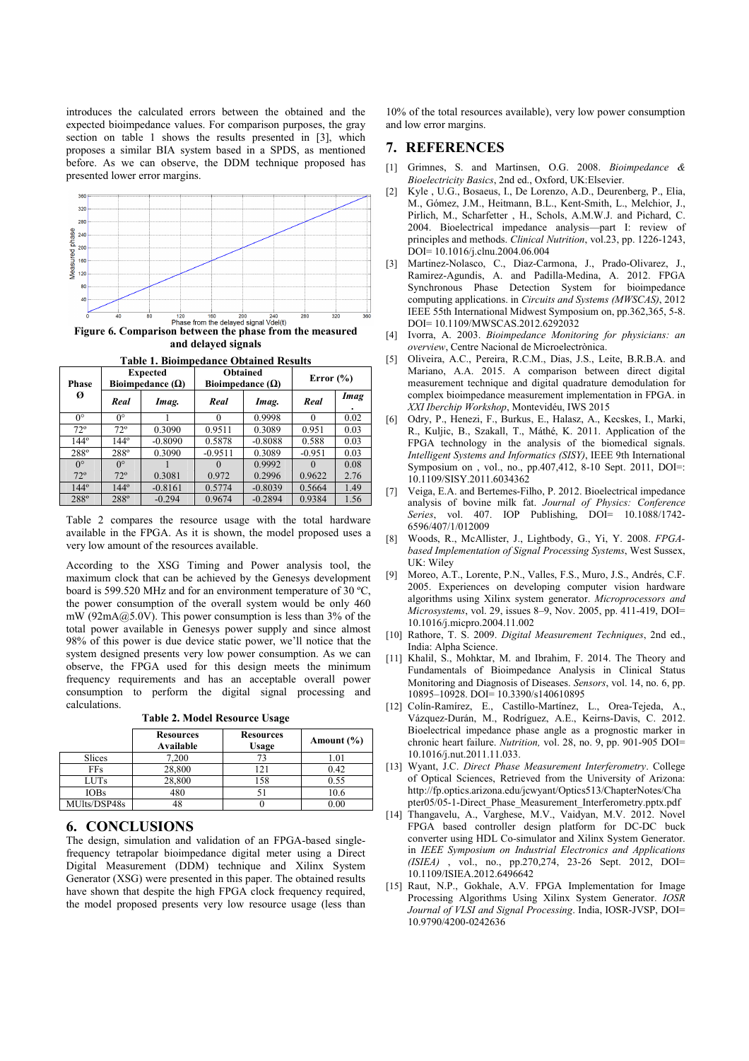introduces the calculated errors between the obtained and the expected bioimpedance values. For comparison purposes, the gray section on table 1 shows the results presented in [3], which proposes a similar BIA system based in a SPDS, as mentioned before. As we can observe, the DDM technique proposed has presented lower error margins.

Measured phase

360
320
280
240
200
160
120
80
40

0 40 80 120 160 200 240 280 320 360

Phase from the delayed signal Vdel(t)

**Figure 6. Comparison between the phase from the measured and delayed signals**

**Table 1. Bioimpedance Obtained Results**

| Phase Ø | Expected Bioimpedance (Ω) | | Obtained Bioimpedance (Ω) | | Error (%) | |
|---|---|---|---|---|---|---|
| | *Real* | *Imag.* | *Real* | *Imag.* | *Real* | *Imag.* |
| 0° | 0° | 1 | 0 | 0.9998 | 0 | 0.02 |
| 72º | 72º | 0.3090 | 0.9511 | 0.3089 | 0.951 | 0.03 |
| 144º | 144º | -0.8090 | 0.5878 | -0.8088 | 0.588 | 0.03 |
| 288º | 288º | 0.3090 | -0.9511 | 0.3089 | -0.951 | 0.03 |
| 0° | 0° | 1 | 0 | 0.9992 | 0 | 0.08 |
| 72º | 72º | 0.3081 | 0.972 | 0.2996 | 0.9622 | 2.76 |
| 144º | 144º | -0.8161 | 0.5774 | -0.8039 | 0.5664 | 1.49 |
| 288º | 288º | -0.294 | 0.9674 | -0.2894 | 0.9384 | 1.56 |

Table 2 compares the resource usage with the total hardware available in the FPGA. As it is shown, the model proposed uses a very low amount of the resources available.

According to the XSG Timing and Power analysis tool, the maximum clock that can be achieved by the Genesys development board is 599.520 MHz and for an environment temperature of 30 ºC, the power consumption of the overall system would be only 460 mW (92mA@5.0V). This power consumption is less than 3% of the total power available in Genesys power supply and since almost 98% of this power is due device static power, we'll notice that the system designed presents very low power consumption. As we can observe, the FPGA used for this design meets the minimum frequency requirements and has an acceptable overall power consumption to perform the digital signal processing and calculations.

**Table 2. Model Resource Usage**

| | Resources Available | Resources Usage | Amount (%) |
|---|---|---|---|
| Slices | 7,200 | 73 | 1.01 |
| FFs | 28,800 | 121 | 0.42 |
| LUTs | 28,800 | 158 | 0.55 |
| IOBs | 480 | 51 | 10.6 |
| MUlts/DSP48s | 48 | 0 | 0.00 |

## 6. CONCLUSIONS

The design, simulation and validation of an FPGA-based single-frequency tetrapolar bioimpedance digital meter using a Direct Digital Measurement (DDM) technique and Xilinx System Generator (XSG) were presented in this paper. The obtained results have shown that despite the high FPGA clock frequency required, the model proposed presents very low resource usage (less than 10% of the total resources available), very low power consumption and low error margins.

## 7. REFERENCES

[1] Grimnes, S. and Martinsen, O.G. 2008. *Bioimpedance & Bioelectricity Basics*, 2nd ed., Oxford, UK:Elsevier.

[2] Kyle , U.G., Bosaeus, I., De Lorenzo, A.D., Deurenberg, P., Elia, M., Gómez, J.M., Heitmann, B.L., Kent-Smith, L., Melchior, J., Pirlich, M., Scharfetter , H., Schols, A.M.W.J. and Pichard, C. 2004. Bioelectrical impedance analysis—part I: review of principles and methods. *Clinical Nutrition*, vol.23, pp. 1226-1243, DOI= 10.1016/j.clnu.2004.06.004

[3] Martinez-Nolasco, C., Diaz-Carmona, J., Prado-Olivarez, J., Ramirez-Agundis, A. and Padilla-Medina, A. 2012. FPGA Synchronous Phase Detection System for bioimpedance computing applications. in *Circuits and Systems (MWSCAS)*, 2012 IEEE 55th International Midwest Symposium on, pp.362,365, 5-8. DOI= 10.1109/MWSCAS.2012.6292032

[4] Ivorra, A. 2003. *Bioimpedance Monitoring for physicians: an overview*, Centre Nacional de Microelectrònica.

[5] Oliveira, A.C., Pereira, R.C.M., Dias, J.S., Leite, B.R.B.A. and Mariano, A.A. 2015. A comparison between direct digital measurement technique and digital quadrature demodulation for complex bioimpedance measurement implementation in FPGA. in *XXI Iberchip Workshop*, Montevidéu, IWS 2015

[6] Odry, P., Henezi, F., Burkus, E., Halasz, A., Kecskes, I., Marki, R., Kuljic, B., Szakall, T., Máthé, K. 2011. Application of the FPGA technology in the analysis of the biomedical signals. *Intelligent Systems and Informatics (SISY)*, IEEE 9th International Symposium on , vol., no., pp.407,412, 8-10 Sept. 2011, DOI=: 10.1109/SISY.2011.6034362

[7] Veiga, E.A. and Bertemes-Filho, P. 2012. Bioelectrical impedance analysis of bovine milk fat. *Journal of Physics: Conference Series*, vol. 407. IOP Publishing, DOI= 10.1088/1742-6596/407/1/012009

[8] Woods, R., McAllister, J., Lightbody, G., Yi, Y. 2008. *FPGA-based Implementation of Signal Processing Systems*, West Sussex, UK: Wiley

[9] Moreo, A.T., Lorente, P.N., Valles, F.S., Muro, J.S., Andrés, C.F. 2005. Experiences on developing computer vision hardware algorithms using Xilinx system generator. *Microprocessors and Microsystems*, vol. 29, issues 8–9, Nov. 2005, pp. 411-419, DOI= 10.1016/j.micpro.2004.11.002

[10] Rathore, T. S. 2009. *Digital Measurement Techniques*, 2nd ed., India: Alpha Science.

[11] Khalil, S., Mohktar, M. and Ibrahim, F. 2014. The Theory and Fundamentals of Bioimpedance Analysis in Clinical Status Monitoring and Diagnosis of Diseases. *Sensors*, vol. 14, no. 6, pp. 10895–10928. DOI= 10.3390/s140610895

[12] Colín-Ramírez, E., Castillo-Martínez, L., Orea-Tejeda, A., Vázquez-Durán, M., Rodríguez, A.E., Keirns-Davis, C. 2012. Bioelectrical impedance phase angle as a prognostic marker in chronic heart failure. *Nutrition,* vol. 28, no. 9, pp. 901-905 DOI= 10.1016/j.nut.2011.11.033.

[13] Wyant, J.C. *Direct Phase Measurement Interferometry*. College of Optical Sciences, Retrieved from the University of Arizona: http://fp.optics.arizona.edu/jcwyant/Optics513/ChapterNotes/Chapter05/05-1-Direct_Phase_Measurement_Interferometry.pptx.pdf

[14] Thangavelu, A., Varghese, M.V., Vaidyan, M.V. 2012. Novel FPGA based controller design platform for DC-DC buck converter using HDL Co-simulator and Xilinx System Generator. in *IEEE Symposium on Industrial Electronics and Applications (ISIEA)* , vol., no., pp.270,274, 23-26 Sept. 2012, DOI= 10.1109/ISIEA.2012.6496642

[15] Raut, N.P., Gokhale, A.V. FPGA Implementation for Image Processing Algorithms Using Xilinx System Generator. *IOSR Journal of VLSI and Signal Processing*. India, IOSR-JVSP, DOI= 10.9790/4200-0242636